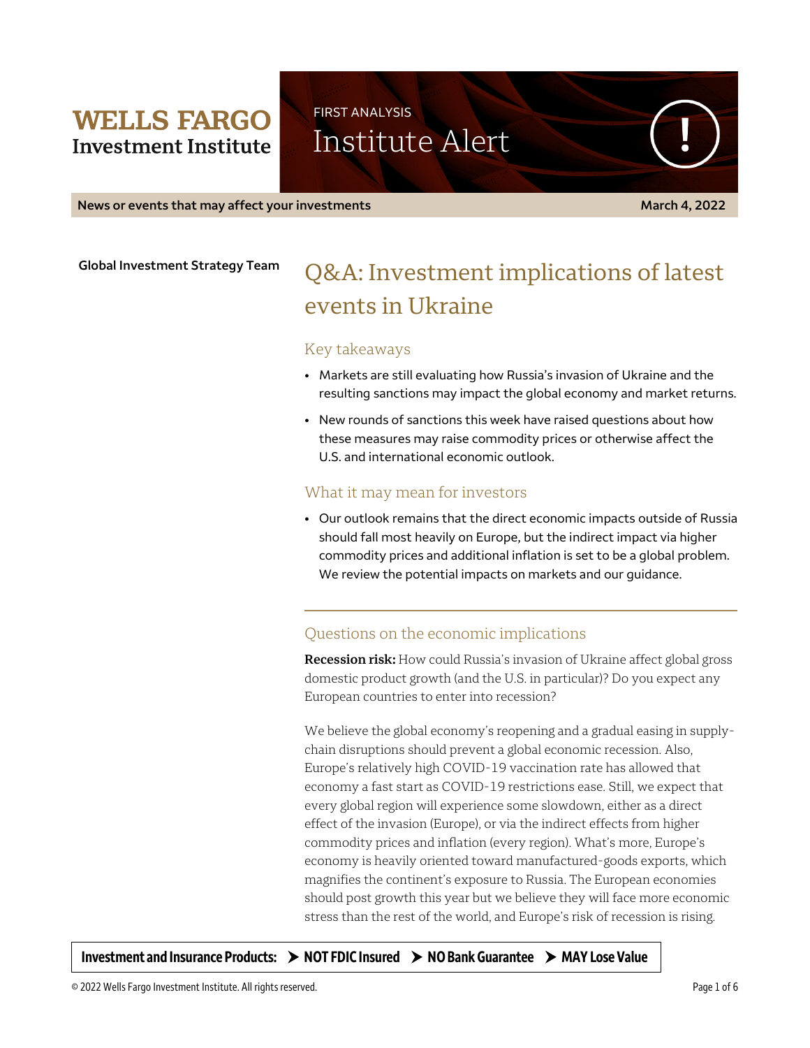**WELLS FARGO**
**Investment Institute**

FIRST ANALYSIS

Institute Alert

**News or events that may affect your investments** — **March 4, 2022**

**Global Investment Strategy Team**

# Q&A: Investment implications of latest events in Ukraine

## Key takeaways

- Markets are still evaluating how Russia's invasion of Ukraine and the resulting sanctions may impact the global economy and market returns.
- New rounds of sanctions this week have raised questions about how these measures may raise commodity prices or otherwise affect the U.S. and international economic outlook.

## What it may mean for investors

- Our outlook remains that the direct economic impacts outside of Russia should fall most heavily on Europe, but the indirect impact via higher commodity prices and additional inflation is set to be a global problem. We review the potential impacts on markets and our guidance.

## Questions on the economic implications

**Recession risk:** How could Russia's invasion of Ukraine affect global gross domestic product growth (and the U.S. in particular)? Do you expect any European countries to enter into recession?

We believe the global economy's reopening and a gradual easing in supply-chain disruptions should prevent a global economic recession. Also, Europe's relatively high COVID-19 vaccination rate has allowed that economy a fast start as COVID-19 restrictions ease. Still, we expect that every global region will experience some slowdown, either as a direct effect of the invasion (Europe), or via the indirect effects from higher commodity prices and inflation (every region). What's more, Europe's economy is heavily oriented toward manufactured-goods exports, which magnifies the continent's exposure to Russia. The European economies should post growth this year but we believe they will face more economic stress than the rest of the world, and Europe's risk of recession is rising.

**Investment and Insurance Products:** ➤ **NOT FDIC Insured** ➤ **NO Bank Guarantee** ➤ **MAY Lose Value**

© 2022 Wells Fargo Investment Institute. All rights reserved.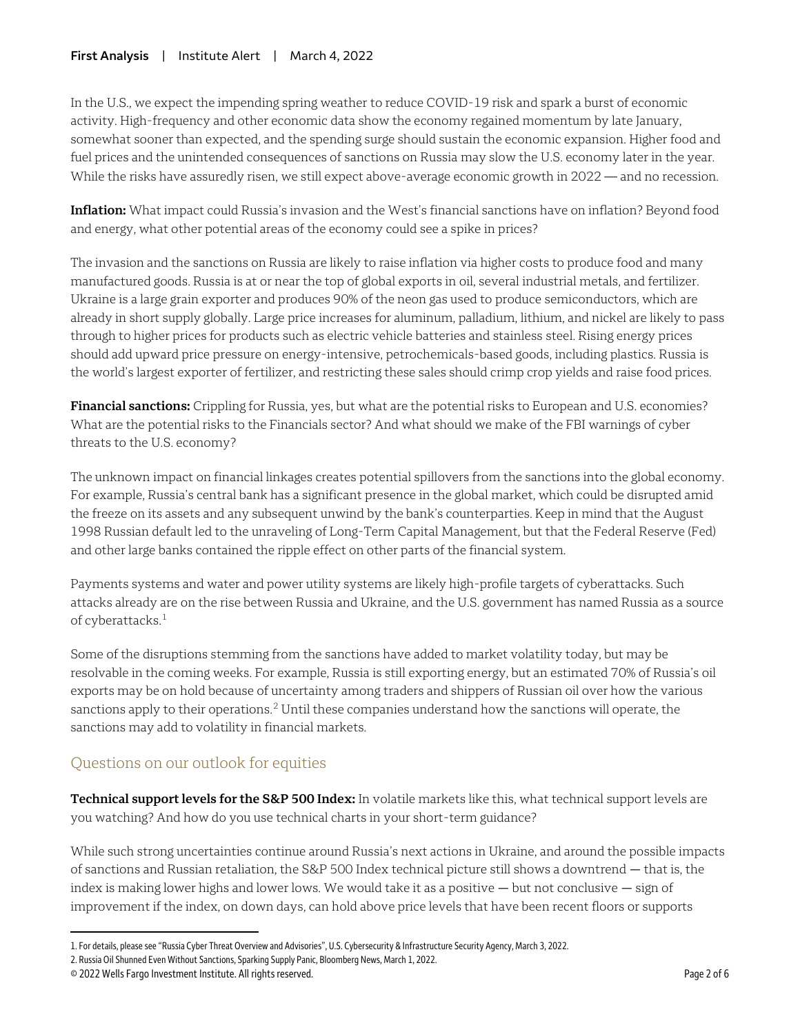In the U.S., we expect the impending spring weather to reduce COVID-19 risk and spark a burst of economic activity. High-frequency and other economic data show the economy regained momentum by late January, somewhat sooner than expected, and the spending surge should sustain the economic expansion. Higher food and fuel prices and the unintended consequences of sanctions on Russia may slow the U.S. economy later in the year. While the risks have assuredly risen, we still expect above-average economic growth in 2022 — and no recession.

**Inflation:** What impact could Russia's invasion and the West's financial sanctions have on inflation? Beyond food and energy, what other potential areas of the economy could see a spike in prices?

The invasion and the sanctions on Russia are likely to raise inflation via higher costs to produce food and many manufactured goods. Russia is at or near the top of global exports in oil, several industrial metals, and fertilizer. Ukraine is a large grain exporter and produces 90% of the neon gas used to produce semiconductors, which are already in short supply globally. Large price increases for aluminum, palladium, lithium, and nickel are likely to pass through to higher prices for products such as electric vehicle batteries and stainless steel. Rising energy prices should add upward price pressure on energy-intensive, petrochemicals-based goods, including plastics. Russia is the world's largest exporter of fertilizer, and restricting these sales should crimp crop yields and raise food prices.

**Financial sanctions:** Crippling for Russia, yes, but what are the potential risks to European and U.S. economies? What are the potential risks to the Financials sector? And what should we make of the FBI warnings of cyber threats to the U.S. economy?

The unknown impact on financial linkages creates potential spillovers from the sanctions into the global economy. For example, Russia's central bank has a significant presence in the global market, which could be disrupted amid the freeze on its assets and any subsequent unwind by the bank's counterparties. Keep in mind that the August 1998 Russian default led to the unraveling of Long-Term Capital Management, but that the Federal Reserve (Fed) and other large banks contained the ripple effect on other parts of the financial system.

Payments systems and water and power utility systems are likely high-profile targets of cyberattacks. Such attacks already are on the rise between Russia and Ukraine, and the U.S. government has named Russia as a source of cyberattacks.[1]

Some of the disruptions stemming from the sanctions have added to market volatility today, but may be resolvable in the coming weeks. For example, Russia is still exporting energy, but an estimated 70% of Russia's oil exports may be on hold because of uncertainty among traders and shippers of Russian oil over how the various sanctions apply to their operations.[2] Until these companies understand how the sanctions will operate, the sanctions may add to volatility in financial markets.

## Questions on our outlook for equities

**Technical support levels for the S&P 500 Index:** In volatile markets like this, what technical support levels are you watching? And how do you use technical charts in your short-term guidance?

While such strong uncertainties continue around Russia's next actions in Ukraine, and around the possible impacts of sanctions and Russian retaliation, the S&P 500 Index technical picture still shows a downtrend — that is, the index is making lower highs and lower lows. We would take it as a positive — but not conclusive — sign of improvement if the index, on down days, can hold above price levels that have been recent floors or supports

1. For details, please see "Russia Cyber Threat Overview and Advisories", U.S. Cybersecurity & Infrastructure Security Agency, March 3, 2022.
2. Russia Oil Shunned Even Without Sanctions, Sparking Supply Panic, Bloomberg News, March 1, 2022.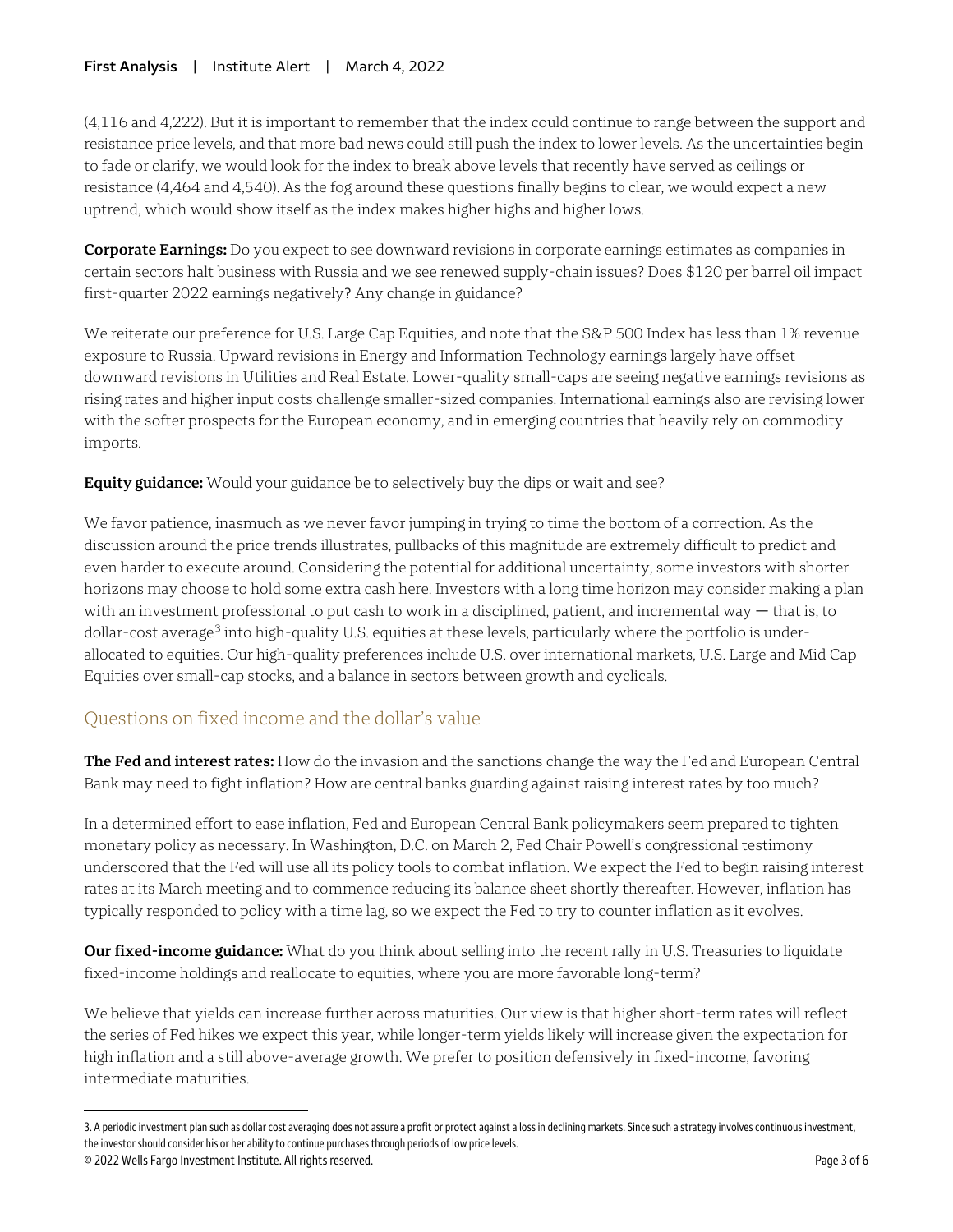(4,116 and 4,222). But it is important to remember that the index could continue to range between the support and resistance price levels, and that more bad news could still push the index to lower levels. As the uncertainties begin to fade or clarify, we would look for the index to break above levels that recently have served as ceilings or resistance (4,464 and 4,540). As the fog around these questions finally begins to clear, we would expect a new uptrend, which would show itself as the index makes higher highs and higher lows.

**Corporate Earnings:** Do you expect to see downward revisions in corporate earnings estimates as companies in certain sectors halt business with Russia and we see renewed supply-chain issues? Does $120 per barrel oil impact first-quarter 2022 earnings negatively? Any change in guidance?

We reiterate our preference for U.S. Large Cap Equities, and note that the S&P 500 Index has less than 1% revenue exposure to Russia. Upward revisions in Energy and Information Technology earnings largely have offset downward revisions in Utilities and Real Estate. Lower-quality small-caps are seeing negative earnings revisions as rising rates and higher input costs challenge smaller-sized companies. International earnings also are revising lower with the softer prospects for the European economy, and in emerging countries that heavily rely on commodity imports.

**Equity guidance:** Would your guidance be to selectively buy the dips or wait and see?

We favor patience, inasmuch as we never favor jumping in trying to time the bottom of a correction. As the discussion around the price trends illustrates, pullbacks of this magnitude are extremely difficult to predict and even harder to execute around. Considering the potential for additional uncertainty, some investors with shorter horizons may choose to hold some extra cash here. Investors with a long time horizon may consider making a plan with an investment professional to put cash to work in a disciplined, patient, and incremental way — that is, to dollar-cost average[3] into high-quality U.S. equities at these levels, particularly where the portfolio is under-allocated to equities. Our high-quality preferences include U.S. over international markets, U.S. Large and Mid Cap Equities over small-cap stocks, and a balance in sectors between growth and cyclicals.

## Questions on fixed income and the dollar's value

**The Fed and interest rates:** How do the invasion and the sanctions change the way the Fed and European Central Bank may need to fight inflation? How are central banks guarding against raising interest rates by too much?

In a determined effort to ease inflation, Fed and European Central Bank policymakers seem prepared to tighten monetary policy as necessary. In Washington, D.C. on March 2, Fed Chair Powell's congressional testimony underscored that the Fed will use all its policy tools to combat inflation. We expect the Fed to begin raising interest rates at its March meeting and to commence reducing its balance sheet shortly thereafter. However, inflation has typically responded to policy with a time lag, so we expect the Fed to try to counter inflation as it evolves.

**Our fixed-income guidance:** What do you think about selling into the recent rally in U.S. Treasuries to liquidate fixed-income holdings and reallocate to equities, where you are more favorable long-term?

We believe that yields can increase further across maturities. Our view is that higher short-term rates will reflect the series of Fed hikes we expect this year, while longer-term yields likely will increase given the expectation for high inflation and a still above-average growth. We prefer to position defensively in fixed-income, favoring intermediate maturities.

---

3. A periodic investment plan such as dollar cost averaging does not assure a profit or protect against a loss in declining markets. Since such a strategy involves continuous investment, the investor should consider his or her ability to continue purchases through periods of low price levels.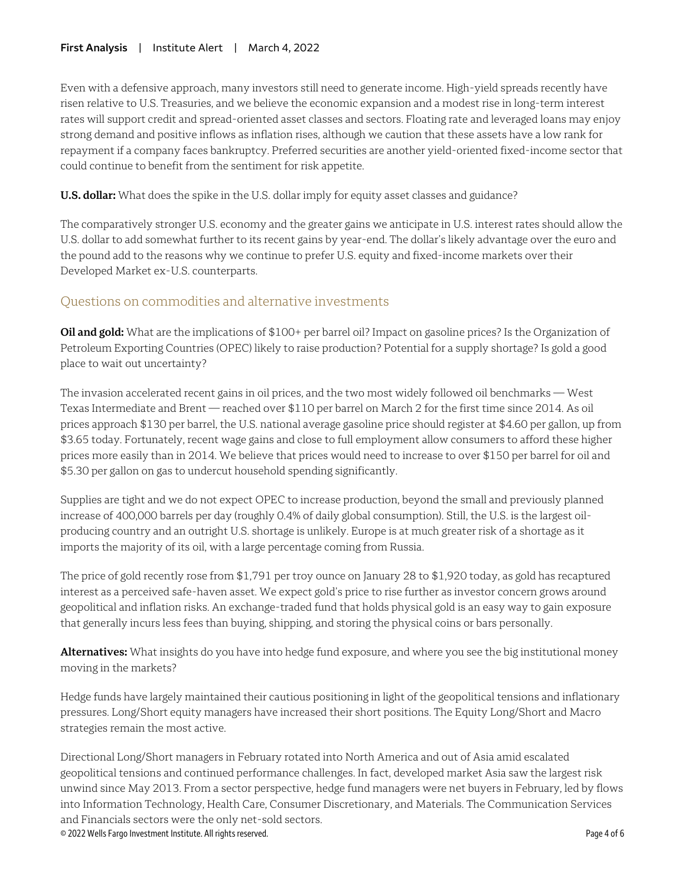Even with a defensive approach, many investors still need to generate income. High-yield spreads recently have risen relative to U.S. Treasuries, and we believe the economic expansion and a modest rise in long-term interest rates will support credit and spread-oriented asset classes and sectors. Floating rate and leveraged loans may enjoy strong demand and positive inflows as inflation rises, although we caution that these assets have a low rank for repayment if a company faces bankruptcy. Preferred securities are another yield-oriented fixed-income sector that could continue to benefit from the sentiment for risk appetite.

**U.S. dollar:** What does the spike in the U.S. dollar imply for equity asset classes and guidance?

The comparatively stronger U.S. economy and the greater gains we anticipate in U.S. interest rates should allow the U.S. dollar to add somewhat further to its recent gains by year-end. The dollar's likely advantage over the euro and the pound add to the reasons why we continue to prefer U.S. equity and fixed-income markets over their Developed Market ex-U.S. counterparts.

## Questions on commodities and alternative investments

**Oil and gold:** What are the implications of $100+ per barrel oil? Impact on gasoline prices? Is the Organization of Petroleum Exporting Countries (OPEC) likely to raise production? Potential for a supply shortage? Is gold a good place to wait out uncertainty?

The invasion accelerated recent gains in oil prices, and the two most widely followed oil benchmarks — West Texas Intermediate and Brent — reached over $110 per barrel on March 2 for the first time since 2014. As oil prices approach $130 per barrel, the U.S. national average gasoline price should register at $4.60 per gallon, up from $3.65 today. Fortunately, recent wage gains and close to full employment allow consumers to afford these higher prices more easily than in 2014. We believe that prices would need to increase to over $150 per barrel for oil and $5.30 per gallon on gas to undercut household spending significantly.

Supplies are tight and we do not expect OPEC to increase production, beyond the small and previously planned increase of 400,000 barrels per day (roughly 0.4% of daily global consumption). Still, the U.S. is the largest oil-producing country and an outright U.S. shortage is unlikely. Europe is at much greater risk of a shortage as it imports the majority of its oil, with a large percentage coming from Russia.

The price of gold recently rose from $1,791 per troy ounce on January 28 to $1,920 today, as gold has recaptured interest as a perceived safe-haven asset. We expect gold's price to rise further as investor concern grows around geopolitical and inflation risks. An exchange-traded fund that holds physical gold is an easy way to gain exposure that generally incurs less fees than buying, shipping, and storing the physical coins or bars personally.

**Alternatives:** What insights do you have into hedge fund exposure, and where you see the big institutional money moving in the markets?

Hedge funds have largely maintained their cautious positioning in light of the geopolitical tensions and inflationary pressures. Long/Short equity managers have increased their short positions. The Equity Long/Short and Macro strategies remain the most active.

Directional Long/Short managers in February rotated into North America and out of Asia amid escalated geopolitical tensions and continued performance challenges. In fact, developed market Asia saw the largest risk unwind since May 2013. From a sector perspective, hedge fund managers were net buyers in February, led by flows into Information Technology, Health Care, Consumer Discretionary, and Materials. The Communication Services and Financials sectors were the only net-sold sectors.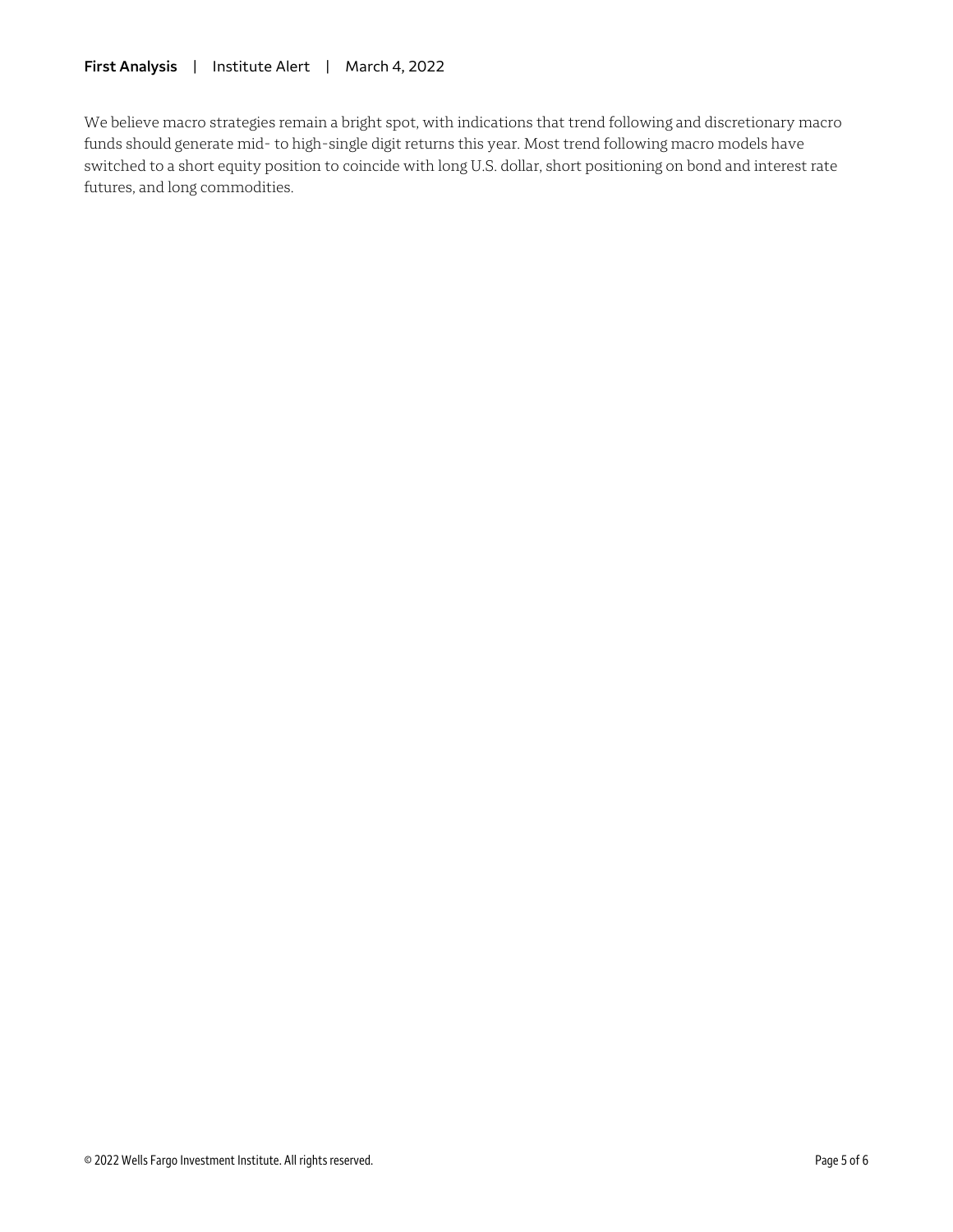We believe macro strategies remain a bright spot, with indications that trend following and discretionary macro funds should generate mid- to high-single digit returns this year. Most trend following macro models have switched to a short equity position to coincide with long U.S. dollar, short positioning on bond and interest rate futures, and long commodities.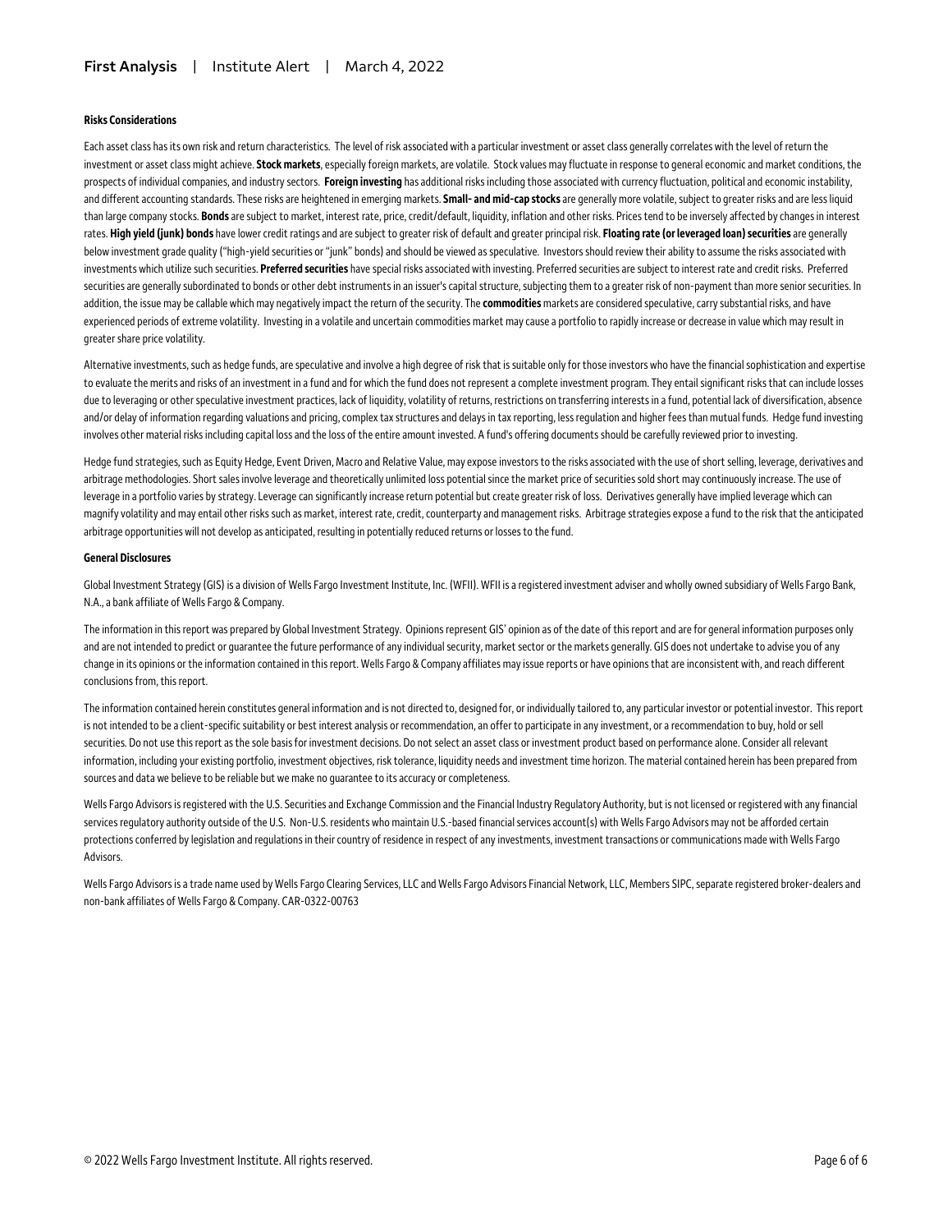**Risks Considerations**

Each asset class has its own risk and return characteristics. The level of risk associated with a particular investment or asset class generally correlates with the level of return the investment or asset class might achieve. **Stock markets**, especially foreign markets, are volatile. Stock values may fluctuate in response to general economic and market conditions, the prospects of individual companies, and industry sectors. **Foreign investing** has additional risks including those associated with currency fluctuation, political and economic instability, and different accounting standards. These risks are heightened in emerging markets. **Small- and mid-cap stocks** are generally more volatile, subject to greater risks and are less liquid than large company stocks. **Bonds** are subject to market, interest rate, price, credit/default, liquidity, inflation and other risks. Prices tend to be inversely affected by changes in interest rates. **High yield (junk) bonds** have lower credit ratings and are subject to greater risk of default and greater principal risk. **Floating rate (or leveraged loan) securities** are generally below investment grade quality ("high-yield securities or "junk" bonds) and should be viewed as speculative. Investors should review their ability to assume the risks associated with investments which utilize such securities. **Preferred securities** have special risks associated with investing. Preferred securities are subject to interest rate and credit risks. Preferred securities are generally subordinated to bonds or other debt instruments in an issuer's capital structure, subjecting them to a greater risk of non-payment than more senior securities. In addition, the issue may be callable which may negatively impact the return of the security. The **commodities** markets are considered speculative, carry substantial risks, and have experienced periods of extreme volatility. Investing in a volatile and uncertain commodities market may cause a portfolio to rapidly increase or decrease in value which may result in greater share price volatility.

Alternative investments, such as hedge funds, are speculative and involve a high degree of risk that is suitable only for those investors who have the financial sophistication and expertise to evaluate the merits and risks of an investment in a fund and for which the fund does not represent a complete investment program. They entail significant risks that can include losses due to leveraging or other speculative investment practices, lack of liquidity, volatility of returns, restrictions on transferring interests in a fund, potential lack of diversification, absence and/or delay of information regarding valuations and pricing, complex tax structures and delays in tax reporting, less regulation and higher fees than mutual funds. Hedge fund investing involves other material risks including capital loss and the loss of the entire amount invested. A fund's offering documents should be carefully reviewed prior to investing.

Hedge fund strategies, such as Equity Hedge, Event Driven, Macro and Relative Value, may expose investors to the risks associated with the use of short selling, leverage, derivatives and arbitrage methodologies. Short sales involve leverage and theoretically unlimited loss potential since the market price of securities sold short may continuously increase. The use of leverage in a portfolio varies by strategy. Leverage can significantly increase return potential but create greater risk of loss. Derivatives generally have implied leverage which can magnify volatility and may entail other risks such as market, interest rate, credit, counterparty and management risks. Arbitrage strategies expose a fund to the risk that the anticipated arbitrage opportunities will not develop as anticipated, resulting in potentially reduced returns or losses to the fund.

**General Disclosures**

Global Investment Strategy (GIS) is a division of Wells Fargo Investment Institute, Inc. (WFII). WFII is a registered investment adviser and wholly owned subsidiary of Wells Fargo Bank, N.A., a bank affiliate of Wells Fargo & Company.

The information in this report was prepared by Global Investment Strategy. Opinions represent GIS' opinion as of the date of this report and are for general information purposes only and are not intended to predict or guarantee the future performance of any individual security, market sector or the markets generally. GIS does not undertake to advise you of any change in its opinions or the information contained in this report. Wells Fargo & Company affiliates may issue reports or have opinions that are inconsistent with, and reach different conclusions from, this report.

The information contained herein constitutes general information and is not directed to, designed for, or individually tailored to, any particular investor or potential investor. This report is not intended to be a client-specific suitability or best interest analysis or recommendation, an offer to participate in any investment, or a recommendation to buy, hold or sell securities. Do not use this report as the sole basis for investment decisions. Do not select an asset class or investment product based on performance alone. Consider all relevant information, including your existing portfolio, investment objectives, risk tolerance, liquidity needs and investment time horizon. The material contained herein has been prepared from sources and data we believe to be reliable but we make no guarantee to its accuracy or completeness.

Wells Fargo Advisors is registered with the U.S. Securities and Exchange Commission and the Financial Industry Regulatory Authority, but is not licensed or registered with any financial services regulatory authority outside of the U.S. Non-U.S. residents who maintain U.S.-based financial services account(s) with Wells Fargo Advisors may not be afforded certain protections conferred by legislation and regulations in their country of residence in respect of any investments, investment transactions or communications made with Wells Fargo Advisors.

Wells Fargo Advisors is a trade name used by Wells Fargo Clearing Services, LLC and Wells Fargo Advisors Financial Network, LLC, Members SIPC, separate registered broker-dealers and non-bank affiliates of Wells Fargo & Company. CAR-0322-00763

© 2022 Wells Fargo Investment Institute. All rights reserved.